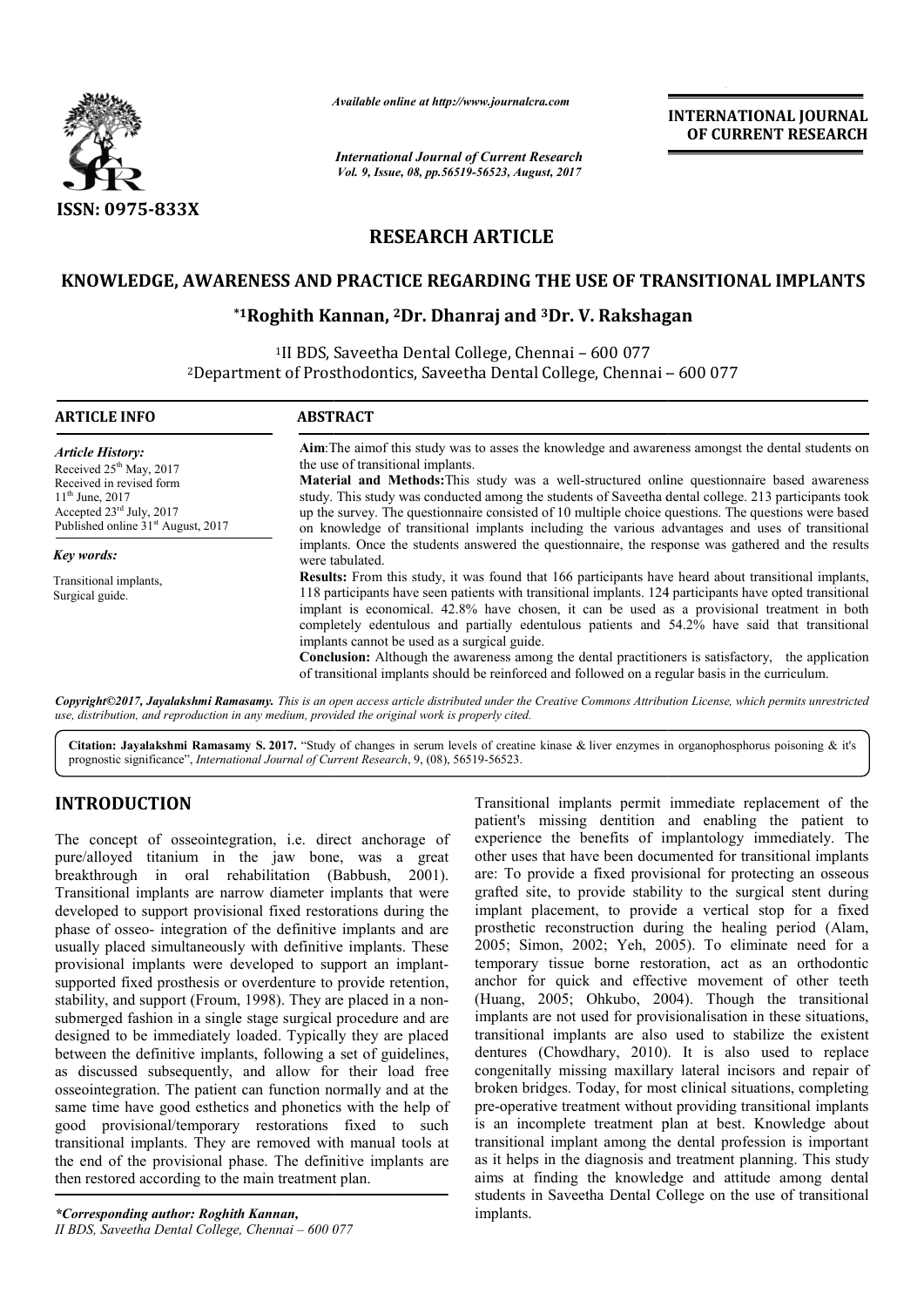*Available online at http://www.journalcra.com*

*International Journal of Current Research*
*Vol. 9, Issue, 08, pp.56519-56523, August, 2017*

**INTERNATIONAL JOURNAL OF CURRENT RESEARCH**

ISSN: 0975-833X

## RESEARCH ARTICLE

# KNOWLEDGE, AWARENESS AND PRACTICE REGARDING THE USE OF TRANSITIONAL IMPLANTS

**\*1Roghith Kannan, 2Dr. Dhanraj and 3Dr. V. Rakshagan**

[1]II BDS, Saveetha Dental College, Chennai – 600 077
[2]Department of Prosthodontics, Saveetha Dental College, Chennai – 600 077

### ARTICLE INFO

*Article History:*
Received 25th May, 2017
Received in revised form
11th June, 2017
Accepted 23rd July, 2017
Published online 31st August, 2017

*Key words:*
Transitional implants,
Surgical guide.

### ABSTRACT

**Aim**:The aimof this study was to asses the knowledge and awareness amongst the dental students on the use of transitional implants.

**Material and Methods:**This study was a well-structured online questionnaire based awareness study. This study was conducted among the students of Saveetha dental college. 213 participants took up the survey. The questionnaire consisted of 10 multiple choice questions. The questions were based on knowledge of transitional implants including the various advantages and uses of transitional implants. Once the students answered the questionnaire, the response was gathered and the results were tabulated.

**Results:** From this study, it was found that 166 participants have heard about transitional implants, 118 participants have seen patients with transitional implants. 124 participants have opted transitional implant is economical. 42.8% have chosen, it can be used as a provisional treatment in both completely edentulous and partially edentulous patients and 54.2% have said that transitional implants cannot be used as a surgical guide.

**Conclusion:** Although the awareness among the dental practitioners is satisfactory, the application of transitional implants should be reinforced and followed on a regular basis in the curriculum.

***Copyright©2017, Jayalakshmi Ramasamy.*** *This is an open access article distributed under the Creative Commons Attribution License, which permits unrestricted use, distribution, and reproduction in any medium, provided the original work is properly cited.*

**Citation: Jayalakshmi Ramasamy S. 2017.** "Study of changes in serum levels of creatine kinase & liver enzymes in organophosphorus poisoning & it's prognostic significance", *International Journal of Current Research*, 9, (08), 56519-56523.

## INTRODUCTION

The concept of osseointegration, i.e. direct anchorage of pure/alloyed titanium in the jaw bone, was a great breakthrough in oral rehabilitation (Babbush, 2001). Transitional implants are narrow diameter implants that were developed to support provisional fixed restorations during the phase of osseo- integration of the definitive implants and are usually placed simultaneously with definitive implants. These provisional implants were developed to support an implant-supported fixed prosthesis or overdenture to provide retention, stability, and support (Froum, 1998). They are placed in a non-submerged fashion in a single stage surgical procedure and are designed to be immediately loaded. Typically they are placed between the definitive implants, following a set of guidelines, as discussed subsequently, and allow for their load free osseointegration. The patient can function normally and at the same time have good esthetics and phonetics with the help of good provisional/temporary restorations fixed to such transitional implants. They are removed with manual tools at the end of the provisional phase. The definitive implants are then restored according to the main treatment plan.

Transitional implants permit immediate replacement of the patient's missing dentition and enabling the patient to experience the benefits of implantology immediately. The other uses that have been documented for transitional implants are: To provide a fixed provisional for protecting an osseous grafted site, to provide stability to the surgical stent during implant placement, to provide a vertical stop for a fixed prosthetic reconstruction during the healing period (Alam, 2005; Simon, 2002; Yeh, 2005). To eliminate need for a temporary tissue borne restoration, act as an orthodontic anchor for quick and effective movement of other teeth (Huang, 2005; Ohkubo, 2004). Though the transitional implants are not used for provisionalisation in these situations, transitional implants are also used to stabilize the existent dentures (Chowdhary, 2010). It is also used to replace congenitally missing maxillary lateral incisors and repair of broken bridges. Today, for most clinical situations, completing pre-operative treatment without providing transitional implants is an incomplete treatment plan at best. Knowledge about transitional implant among the dental profession is important as it helps in the diagnosis and treatment planning. This study aims at finding the knowledge and attitude among dental students in Saveetha Dental College on the use of transitional implants.

*\*Corresponding author: Roghith Kannan,*
*II BDS, Saveetha Dental College, Chennai – 600 077*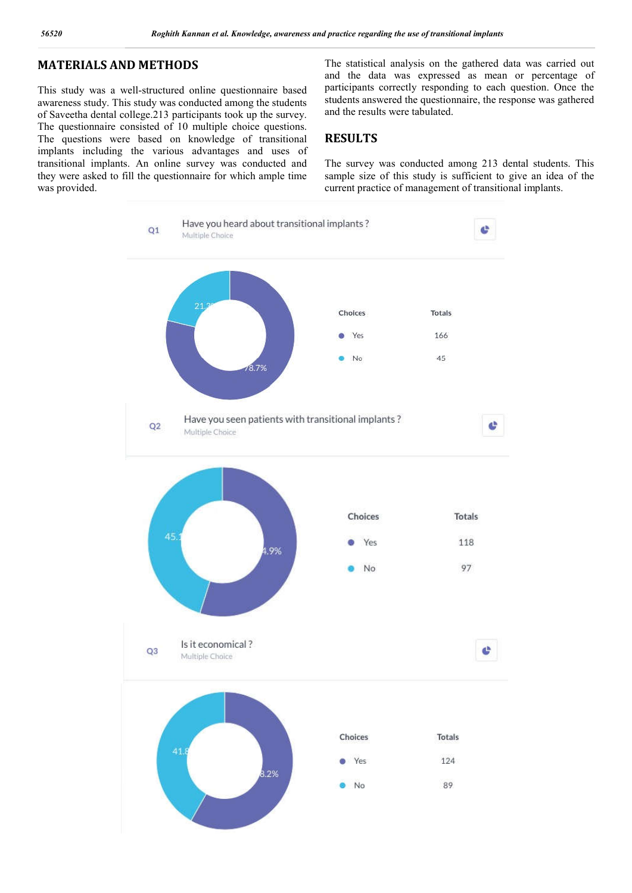## MATERIALS AND METHODS

This study was a well-structured online questionnaire based awareness study. This study was conducted among the students of Saveetha dental college.213 participants took up the survey. The questionnaire consisted of 10 multiple choice questions. The questions were based on knowledge of transitional implants including the various advantages and uses of transitional implants. An online survey was conducted and they were asked to fill the questionnaire for which ample time was provided.

The statistical analysis on the gathered data was carried out and the data was expressed as mean or percentage of participants correctly responding to each question. Once the students answered the questionnaire, the response was gathered and the results were tabulated.

## RESULTS

The survey was conducted among 213 dental students. This sample size of this study is sufficient to give an idea of the current practice of management of transitional implants.

Q1 Have you heard about transitional implants ?
Multiple Choice

| Choices | Totals |
|---|---|
| Yes | 166 |
| No | 45 |

21.3% / 78.7%

Q2 Have you seen patients with transitional implants ?
Multiple Choice

| Choices | Totals |
|---|---|
| Yes | 118 |
| No | 97 |

45.1% / 54.9%

Q3 Is it economical ?
Multiple Choice

| Choices | Totals |
|---|---|
| Yes | 124 |
| No | 89 |

41.8% / 58.2%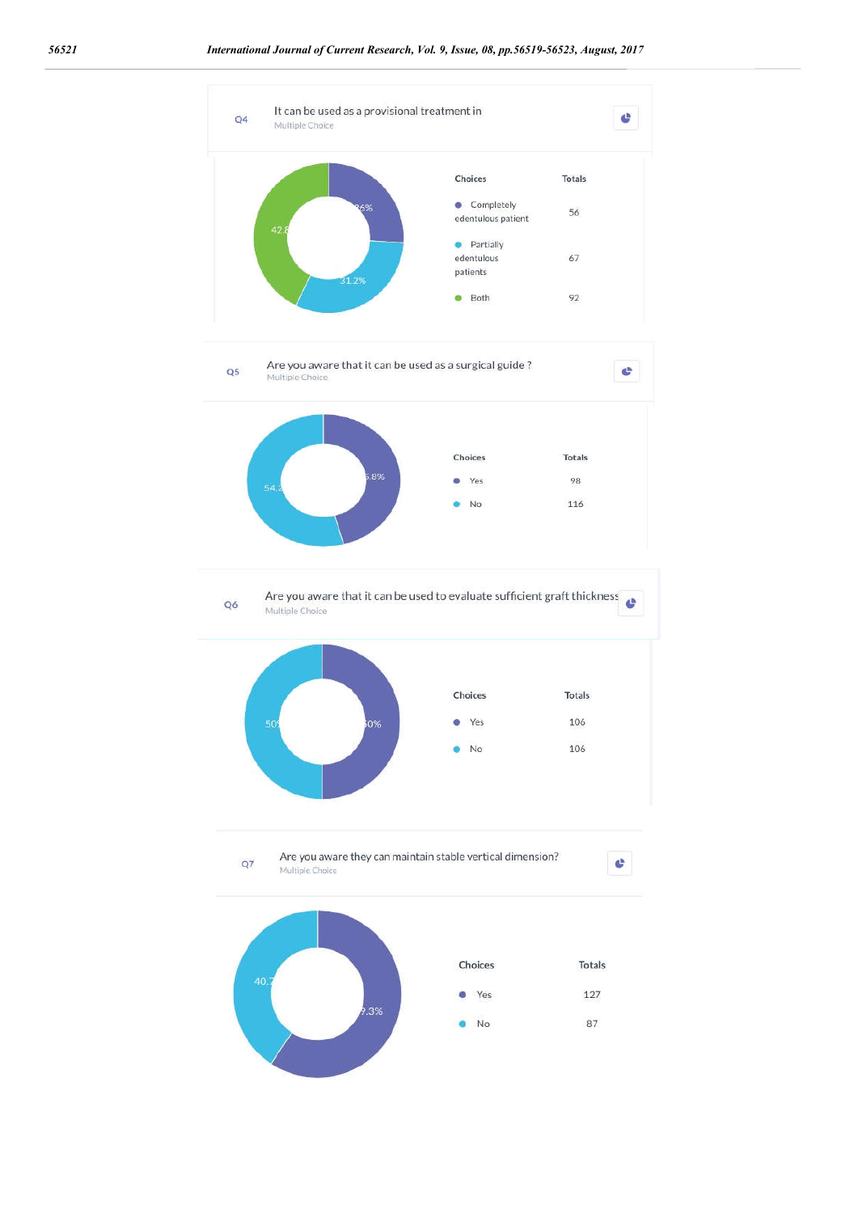Q4 It can be used as a provisional treatment in

Multiple Choice

| Choices | Totals |
|---|---|
| Completely edentulous patient | 56 |
| Partially edentulous patients | 67 |
| Both | 92 |

Q5 Are you aware that it can be used as a surgical guide ?

Multiple Choice

| Choices | Totals |
|---|---|
| Yes | 98 |
| No | 116 |

Q6 Are you aware that it can be used to evaluate sufficient graft thickness

Multiple Choice

| Choices | Totals |
|---|---|
| Yes | 106 |
| No | 106 |

Q7 Are you aware they can maintain stable vertical dimension?

Multiple Choice

| Choices | Totals |
|---|---|
| Yes | 127 |
| No | 87 |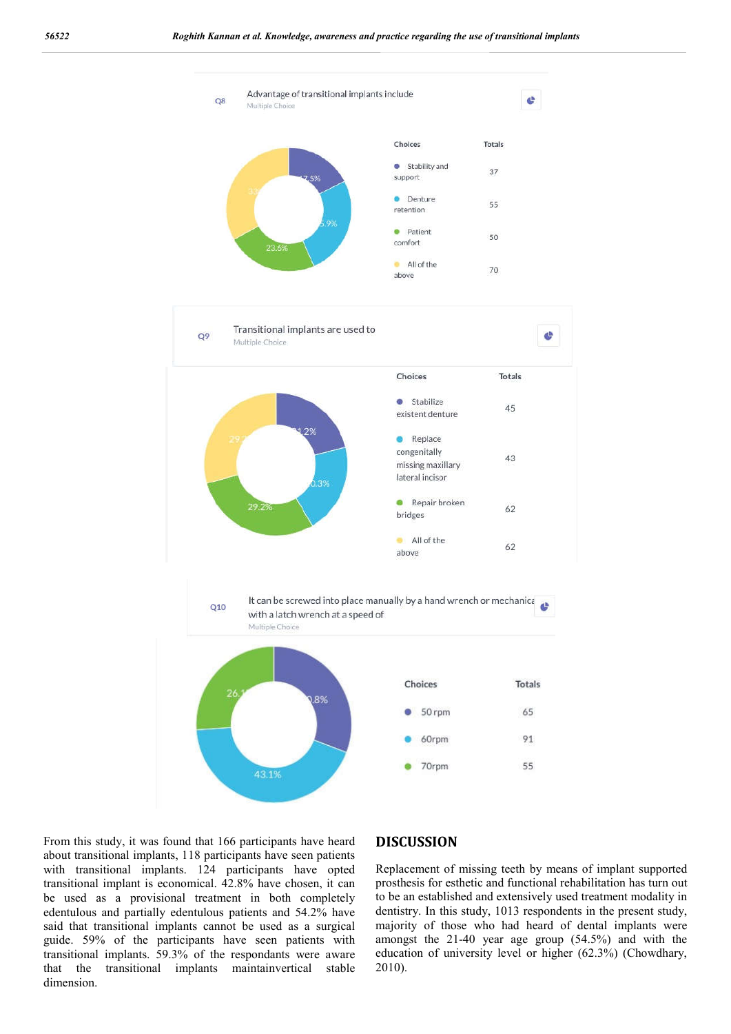Q8 Advantage of transitional implants include

Multiple Choice

| Choices | Totals |
| --- | --- |
| Stability and support | 37 |
| Denture retention | 55 |
| Patient comfort | 50 |
| All of the above | 70 |

Q9 Transitional implants are used to

Multiple Choice

| Choices | Totals |
| --- | --- |
| Stabilize existent denture | 45 |
| Replace congenitally missing maxillary lateral incisor | 43 |
| Repair broken bridges | 62 |
| All of the above | 62 |

Q10 It can be screwed into place manually by a hand wrench or mechanica with a latch wrench at a speed of

Multiple Choice

| Choices | Totals |
| --- | --- |
| 50 rpm | 65 |
| 60rpm | 91 |
| 70rpm | 55 |

From this study, it was found that 166 participants have heard about transitional implants, 118 participants have seen patients with transitional implants. 124 participants have opted transitional implant is economical. 42.8% have chosen, it can be used as a provisional treatment in both completely edentulous and partially edentulous patients and 54.2% have said that transitional implants cannot be used as a surgical guide. 59% of the participants have seen patients with transitional implants. 59.3% of the respondants were aware that the transitional implants maintainvertical stable dimension.

## DISCUSSION

Replacement of missing teeth by means of implant supported prosthesis for esthetic and functional rehabilitation has turn out to be an established and extensively used treatment modality in dentistry. In this study, 1013 respondents in the present study, majority of those who had heard of dental implants were amongst the 21-40 year age group (54.5%) and with the education of university level or higher (62.3%) (Chowdhary, 2010).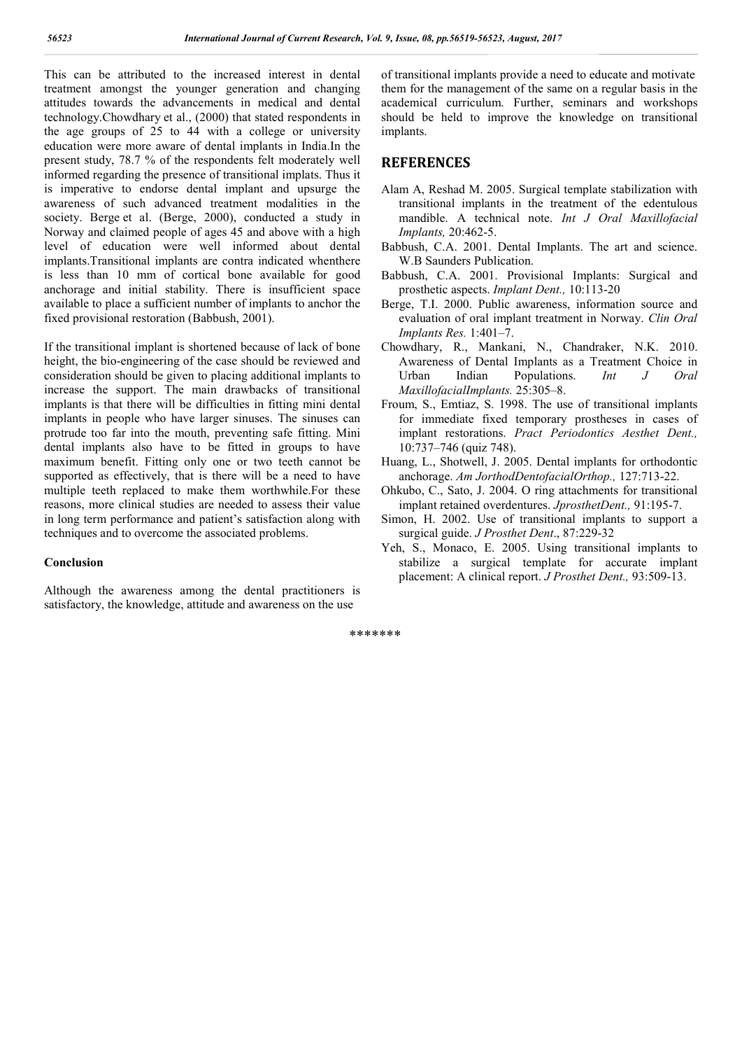This can be attributed to the increased interest in dental treatment amongst the younger generation and changing attitudes towards the advancements in medical and dental technology.Chowdhary et al., (2000) that stated respondents in the age groups of 25 to 44 with a college or university education were more aware of dental implants in India.In the present study, 78.7 % of the respondents felt moderately well informed regarding the presence of transitional implats. Thus it is imperative to endorse dental implant and upsurge the awareness of such advanced treatment modalities in the society. Berge et al. (Berge, 2000), conducted a study in Norway and claimed people of ages 45 and above with a high level of education were well informed about dental implants.Transitional implants are contra indicated whenthere is less than 10 mm of cortical bone available for good anchorage and initial stability. There is insufficient space available to place a sufficient number of implants to anchor the fixed provisional restoration (Babbush, 2001).

If the transitional implant is shortened because of lack of bone height, the bio-engineering of the case should be reviewed and consideration should be given to placing additional implants to increase the support. The main drawbacks of transitional implants is that there will be difficulties in fitting mini dental implants in people who have larger sinuses. The sinuses can protrude too far into the mouth, preventing safe fitting. Mini dental implants also have to be fitted in groups to have maximum benefit. Fitting only one or two teeth cannot be supported as effectively, that is there will be a need to have multiple teeth replaced to make them worthwhile.For these reasons, more clinical studies are needed to assess their value in long term performance and patient's satisfaction along with techniques and to overcome the associated problems.

### Conclusion

Although the awareness among the dental practitioners is satisfactory, the knowledge, attitude and awareness on the use of transitional implants provide a need to educate and motivate them for the management of the same on a regular basis in the academical curriculum. Further, seminars and workshops should be held to improve the knowledge on transitional implants.

## REFERENCES

Alam A, Reshad M. 2005. Surgical template stabilization with transitional implants in the treatment of the edentulous mandible. A technical note. *Int J Oral Maxillofacial Implants,* 20:462-5.

Babbush, C.A. 2001. Dental Implants. The art and science. W.B Saunders Publication.

Babbush, C.A. 2001. Provisional Implants: Surgical and prosthetic aspects. *Implant Dent.,* 10:113-20

Berge, T.I. 2000. Public awareness, information source and evaluation of oral implant treatment in Norway. *Clin Oral Implants Res.* 1:401–7.

Chowdhary, R., Mankani, N., Chandraker, N.K. 2010. Awareness of Dental Implants as a Treatment Choice in Urban Indian Populations. *Int J Oral MaxillofacialImplants.* 25:305–8.

Froum, S., Emtiaz, S. 1998. The use of transitional implants for immediate fixed temporary prostheses in cases of implant restorations. *Pract Periodontics Aesthet Dent.,* 10:737–746 (quiz 748).

Huang, L., Shotwell, J. 2005. Dental implants for orthodontic anchorage. *Am JorthodDentofacialOrthop.,* 127:713-22.

Ohkubo, C., Sato, J. 2004. O ring attachments for transitional implant retained overdentures. *JprosthetDent.,* 91:195-7.

Simon, H. 2002. Use of transitional implants to support a surgical guide. *J Prosthet Dent*., 87:229-32

Yeh, S., Monaco, E. 2005. Using transitional implants to stabilize a surgical template for accurate implant placement: A clinical report. *J Prosthet Dent.,* 93:509-13.

*******